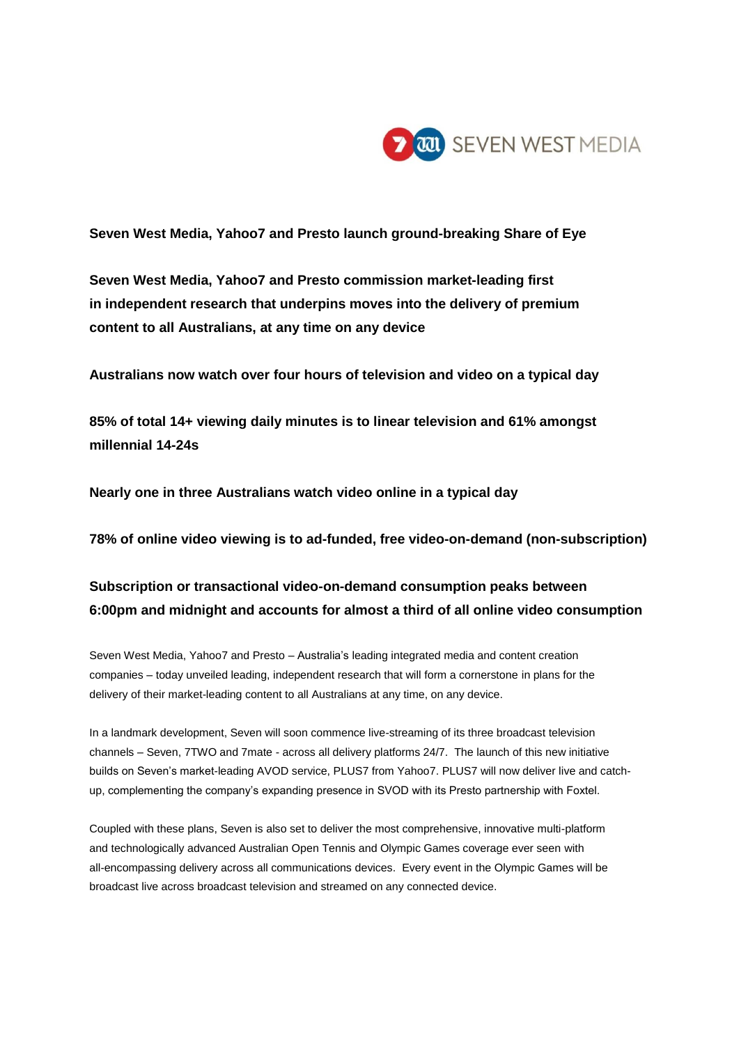**Seven West Media, Yahoo7 and Presto launch ground-breaking Share of Eye**

**Seven West Media, Yahoo7 and Presto commission market-leading first in independent research that underpins moves into the delivery of premium content to all Australians, at any time on any device**

**Australians now watch over four hours of television and video on a typical day**

**85% of total 14+ viewing daily minutes is to linear television and 61% amongst millennial 14-24s**

**Nearly one in three Australians watch video online in a typical day**

**78% of online video viewing is to ad-funded, free video-on-demand (non-subscription)**

**Subscription or transactional video-on-demand consumption peaks between 6:00pm and midnight and accounts for almost a third of all online video consumption**

Seven West Media, Yahoo7 and Presto – Australia's leading integrated media and content creation companies – today unveiled leading, independent research that will form a cornerstone in plans for the delivery of their market-leading content to all Australians at any time, on any device.

In a landmark development, Seven will soon commence live-streaming of its three broadcast television channels – Seven, 7TWO and 7mate - across all delivery platforms 24/7. The launch of this new initiative builds on Seven's market-leading AVOD service, PLUS7 from Yahoo7. PLUS7 will now deliver live and catch-up, complementing the company's expanding presence in SVOD with its Presto partnership with Foxtel.

Coupled with these plans, Seven is also set to deliver the most comprehensive, innovative multi-platform and technologically advanced Australian Open Tennis and Olympic Games coverage ever seen with all-encompassing delivery across all communications devices. Every event in the Olympic Games will be broadcast live across broadcast television and streamed on any connected device.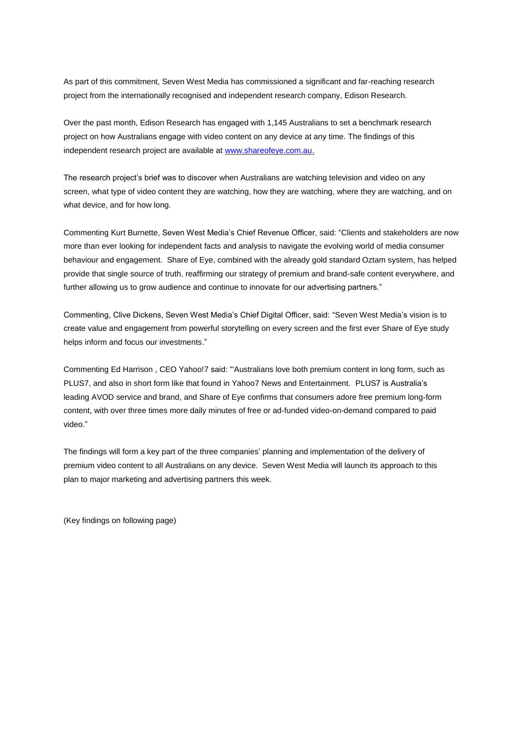As part of this commitment, Seven West Media has commissioned a significant and far-reaching research project from the internationally recognised and independent research company, Edison Research.

Over the past month, Edison Research has engaged with 1,145 Australians to set a benchmark research project on how Australians engage with video content on any device at any time. The findings of this independent research project are available at [www.shareofeye.com.au.](http://www.shareofeye.com.au)

The research project's brief was to discover when Australians are watching television and video on any screen, what type of video content they are watching, how they are watching, where they are watching, and on what device, and for how long.

Commenting Kurt Burnette, Seven West Media's Chief Revenue Officer, said: "Clients and stakeholders are now more than ever looking for independent facts and analysis to navigate the evolving world of media consumer behaviour and engagement. Share of Eye, combined with the already gold standard Oztam system, has helped provide that single source of truth, reaffirming our strategy of premium and brand-safe content everywhere, and further allowing us to grow audience and continue to innovate for our advertising partners."

Commenting, Clive Dickens, Seven West Media's Chief Digital Officer, said: "Seven West Media's vision is to create value and engagement from powerful storytelling on every screen and the first ever Share of Eye study helps inform and focus our investments."

Commenting Ed Harrison , CEO Yahoo!7 said: "'Australians love both premium content in long form, such as PLUS7, and also in short form like that found in Yahoo7 News and Entertainment. PLUS7 is Australia's leading AVOD service and brand, and Share of Eye confirms that consumers adore free premium long-form content, with over three times more daily minutes of free or ad-funded video-on-demand compared to paid video."

The findings will form a key part of the three companies' planning and implementation of the delivery of premium video content to all Australians on any device. Seven West Media will launch its approach to this plan to major marketing and advertising partners this week.

(Key findings on following page)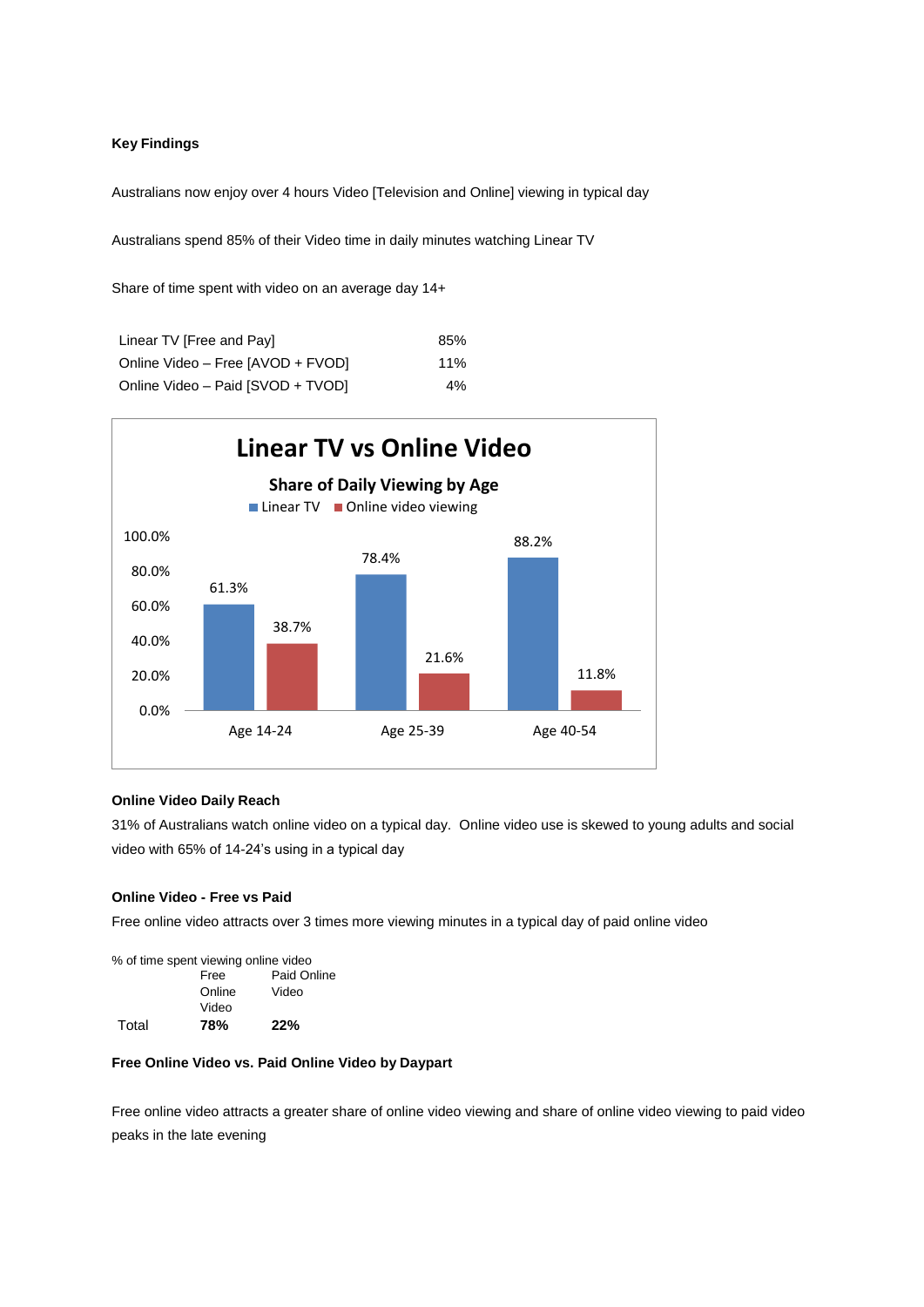**Key Findings**

Australians now enjoy over 4 hours Video [Television and Online] viewing in typical day

Australians spend 85% of their Video time in daily minutes watching Linear TV

Share of time spent with video on an average day 14+

| | |
|---|---|
| Linear TV [Free and Pay] | 85% |
| Online Video – Free [AVOD + FVOD] | 11% |
| Online Video – Paid [SVOD + TVOD] | 4% |

Linear TV vs Online Video

Share of Daily Viewing by Age

Linear TV  Online video viewing

100.0%
80.0%
60.0%
40.0%
20.0%
0.0%

61.3%
38.7%
78.4%
21.6%
88.2%
11.8%

Age 14-24
Age 25-39
Age 40-54

**Online Video Daily Reach**

31% of Australians watch online video on a typical day. Online video use is skewed to young adults and social video with 65% of 14-24's using in a typical day

**Online Video - Free vs Paid**

Free online video attracts over 3 times more viewing minutes in a typical day of paid online video

% of time spent viewing online video

| | Free Online Video | Paid Online Video |
|---|---|---|
| Total | **78%** | **22%** |

**Free Online Video vs. Paid Online Video by Daypart**

Free online video attracts a greater share of online video viewing and share of online video viewing to paid video peaks in the late evening